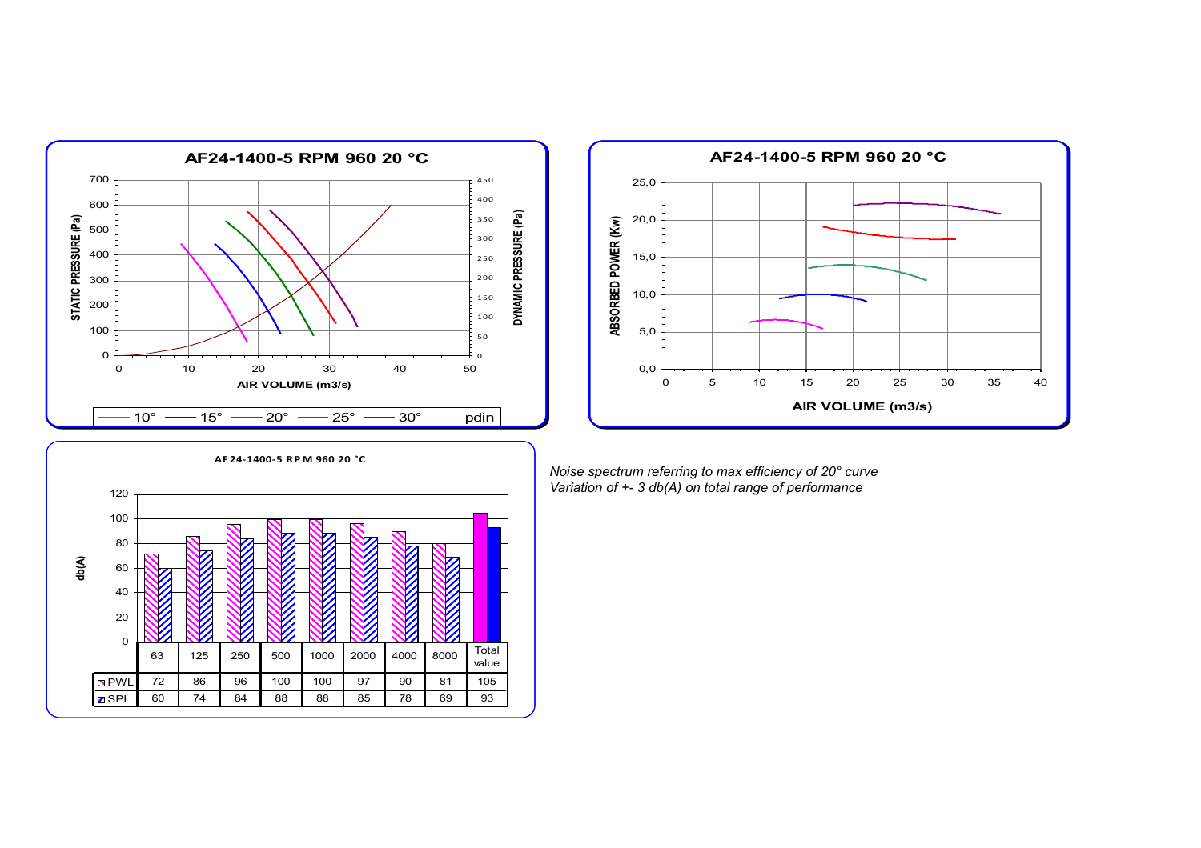## AF24-1400-5 RPM 960 20 °C

STATIC PRESSURE (Pa) / DYNAMIC PRESSURE (Pa) vs AIR VOLUME (m3/s)

Legend: 10° — 15° — 20° — 25° — 30° — pdin

## AF24-1400-5 RPM 960 20 °C

ABSORBED POWER (Kw) vs AIR VOLUME (m3/s)

## AF24-1400-5 RPM 960 20 °C

db(A)

| | 63 | 125 | 250 | 500 | 1000 | 2000 | 4000 | 8000 | Total value |
|---|---|---|---|---|---|---|---|---|---|
| PWL | 72 | 86 | 96 | 100 | 100 | 97 | 90 | 81 | 105 |
| SPL | 60 | 74 | 84 | 88 | 88 | 85 | 78 | 69 | 93 |

*Noise spectrum referring to max efficiency of 20° curve*
*Variation of +- 3 db(A) on total range of performance*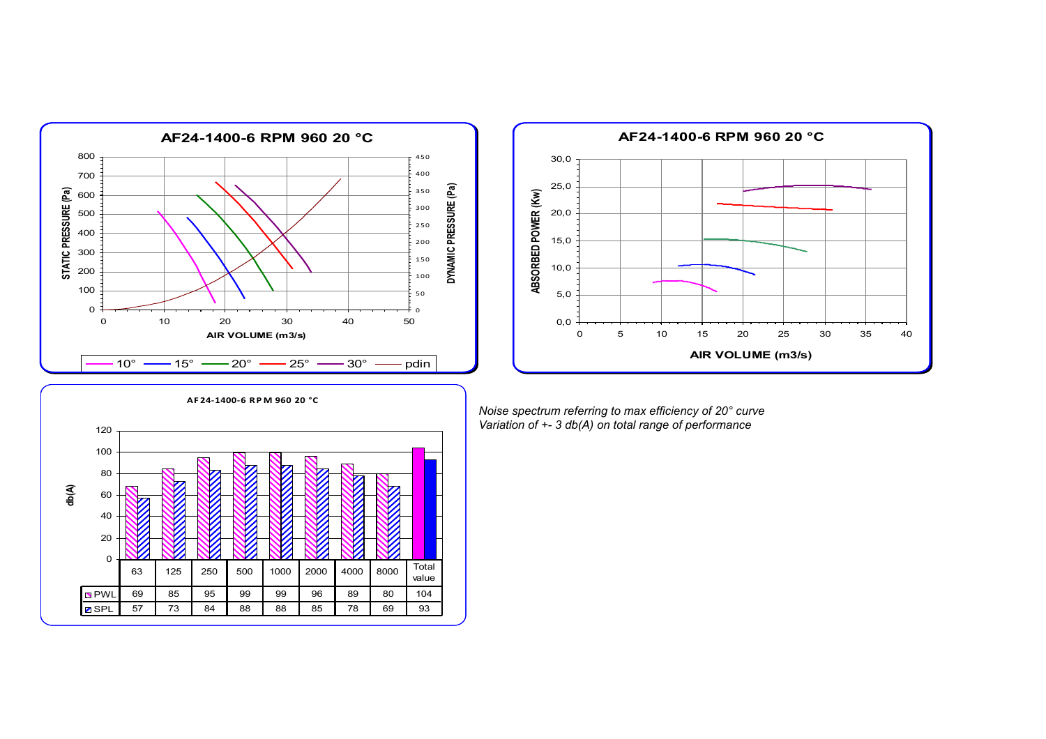## AF24-1400-6 RPM 960 20 °C

STATIC PRESSURE (Pa) / DYNAMIC PRESSURE (Pa) vs AIR VOLUME (m3/s)

Legend: 10° — 15° — 20° — 25° — 30° — pdin

## AF24-1400-6 RPM 960 20 °C

ABSORBED POWER (Kw) vs AIR VOLUME (m3/s)

## AF24-1400-6 RPM 960 20 °C

db(A)

| | 63 | 125 | 250 | 500 | 1000 | 2000 | 4000 | 8000 | Total value |
|---|---|---|---|---|---|---|---|---|---|
| PWL | 69 | 85 | 95 | 99 | 99 | 96 | 89 | 80 | 104 |
| SPL | 57 | 73 | 84 | 88 | 88 | 85 | 78 | 69 | 93 |

*Noise spectrum referring to max efficiency of 20° curve*
*Variation of +- 3 db(A) on total range of performance*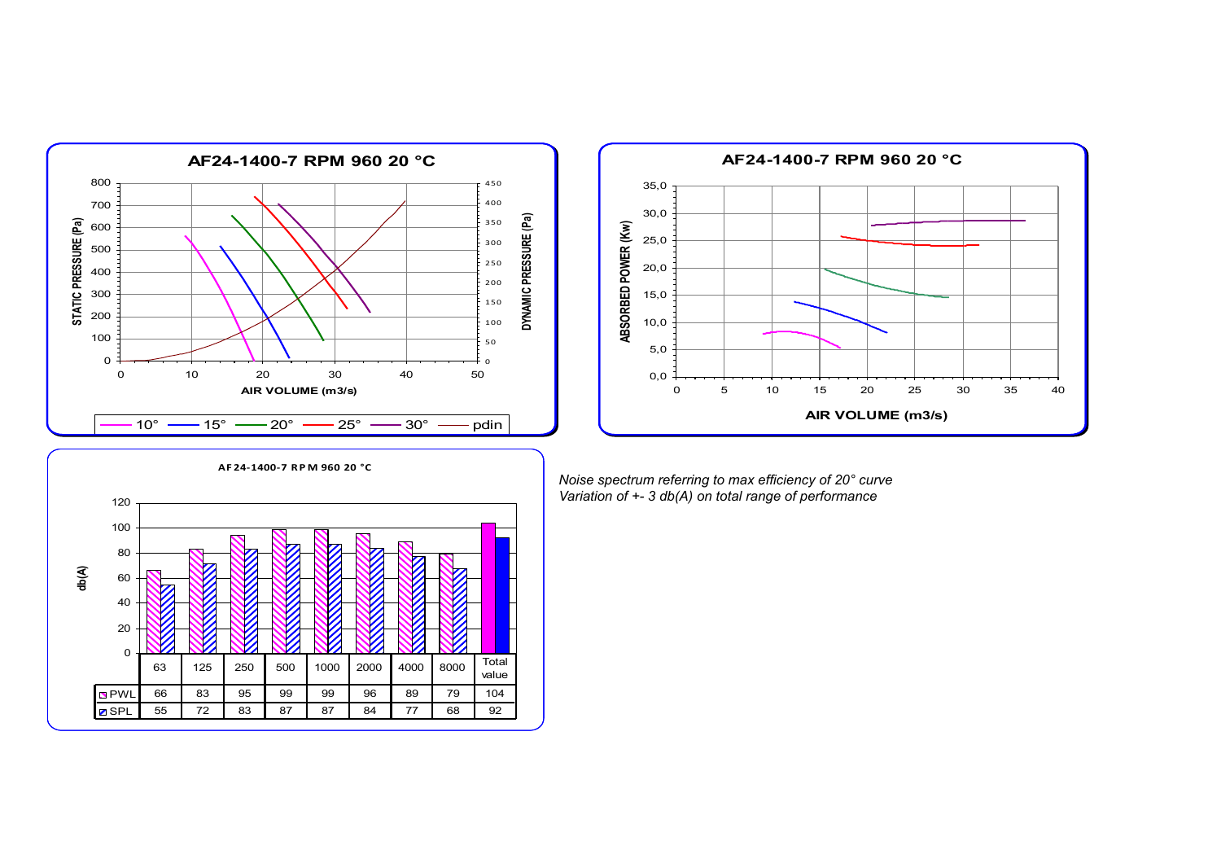**AF24-1400-7 RPM 960 20 °C**

**AF24-1400-7 RPM 960 20 °C**

**AF24-1400-7 RPM 960 20 °C**

| | 63 | 125 | 250 | 500 | 1000 | 2000 | 4000 | 8000 | Total value |
|---|---|---|---|---|---|---|---|---|---|
| PWL | 66 | 83 | 95 | 99 | 99 | 96 | 89 | 79 | 104 |
| SPL | 55 | 72 | 83 | 87 | 87 | 84 | 77 | 68 | 92 |

*Noise spectrum referring to max efficiency of 20° curve*
*Variation of +- 3 db(A) on total range of performance*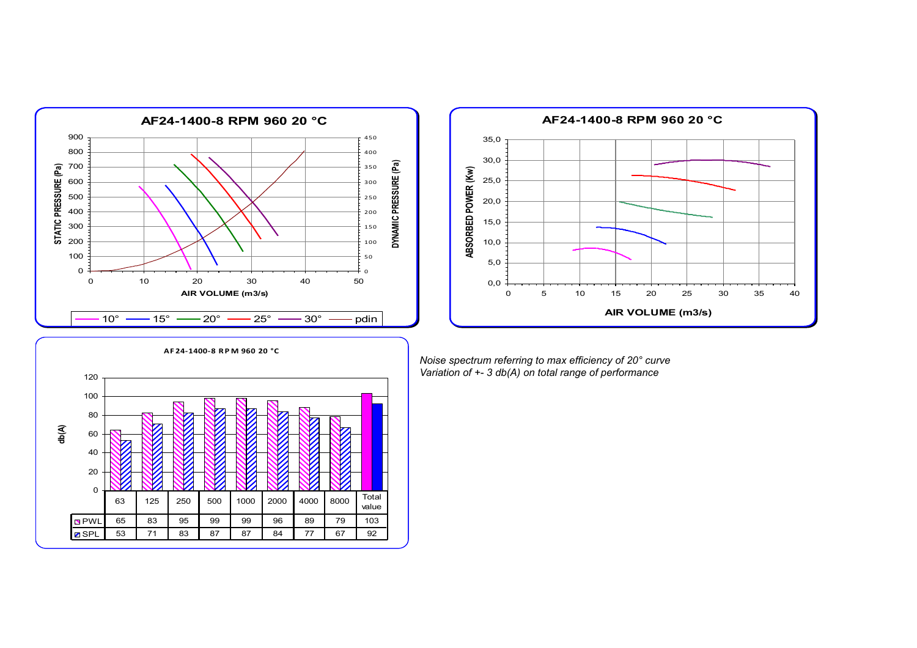**AF24-1400-8 RPM 960 20 °C**

**AF24-1400-8 RPM 960 20 °C**

**AF24-1400-8 RPM 960 20 °C**

|  | 63 | 125 | 250 | 500 | 1000 | 2000 | 4000 | 8000 | Total value |
|---|---|---|---|---|---|---|---|---|---|
| PWL | 65 | 83 | 95 | 99 | 99 | 96 | 89 | 79 | 103 |
| SPL | 53 | 71 | 83 | 87 | 87 | 84 | 77 | 67 | 92 |

*Noise spectrum referring to max efficiency of 20° curve*
*Variation of +- 3 db(A) on total range of performance*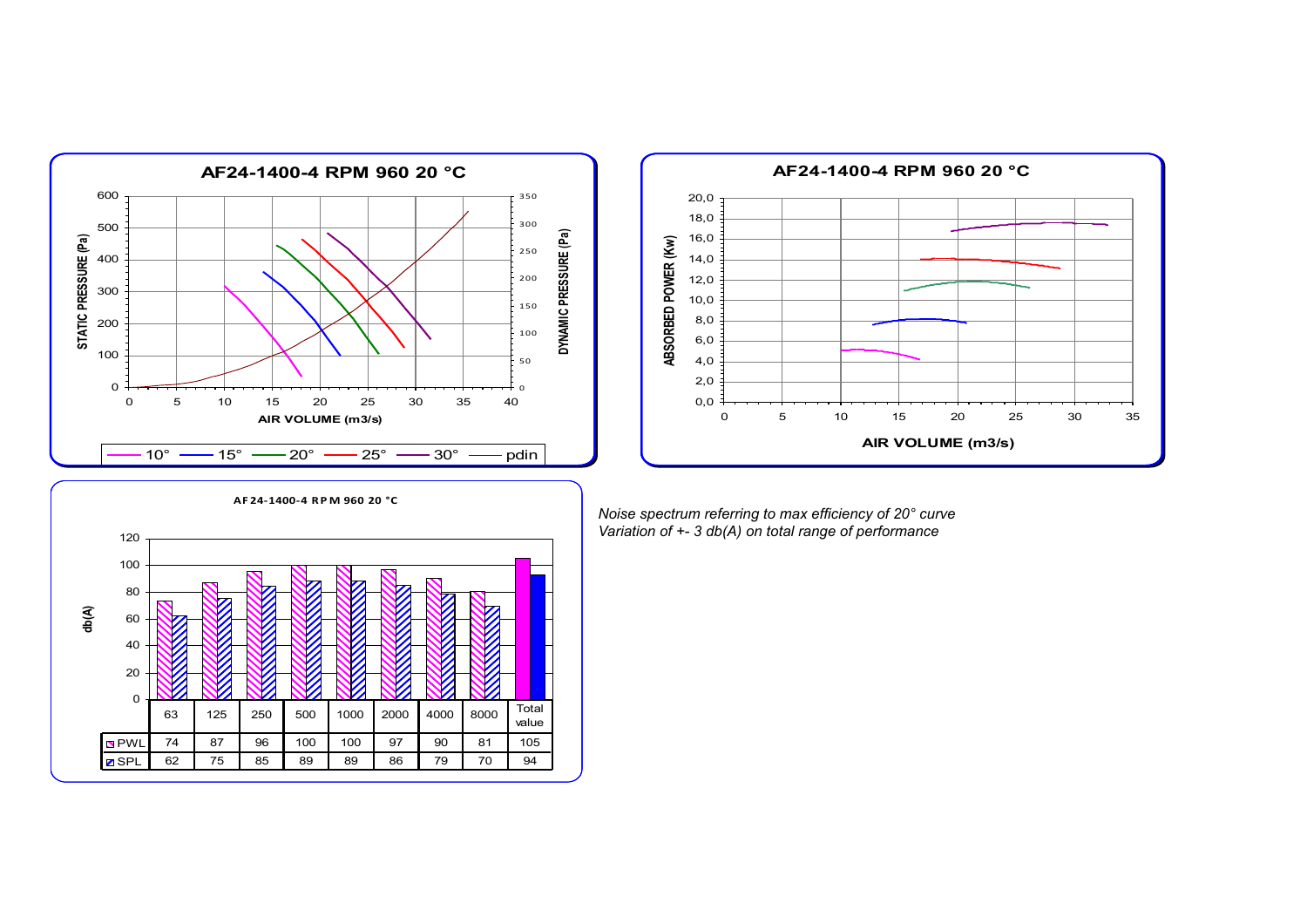AF24-1400-4 RPM 960 20 °C

STATIC PRESSURE (Pa)

600
500
400
300
200
100
0

DYNAMIC PRESSURE (Pa)

350
300
250
200
150
100
50
0

0 5 10 15 20 25 30 35 40

AIR VOLUME (m3/s)

10° 15° 20° 25° 30° pdin

AF24-1400-4 RPM 960 20 °C

ABSORBED POWER (Kw)

20,0
18,0
16,0
14,0
12,0
10,0
8,0
6,0
4,0
2,0
0,0

0 5 10 15 20 25 30 35

AIR VOLUME (m3/s)

AF24-1400-4 RPM 960 20 °C

db(A)

120
100
80
60
40
20
0

| | 63 | 125 | 250 | 500 | 1000 | 2000 | 4000 | 8000 | Total value |
|---|---|---|---|---|---|---|---|---|---|
| PWL | 74 | 87 | 96 | 100 | 100 | 97 | 90 | 81 | 105 |
| SPL | 62 | 75 | 85 | 89 | 89 | 86 | 79 | 70 | 94 |

*Noise spectrum referring to max efficiency of 20° curve*
*Variation of +- 3 db(A) on total range of performance*